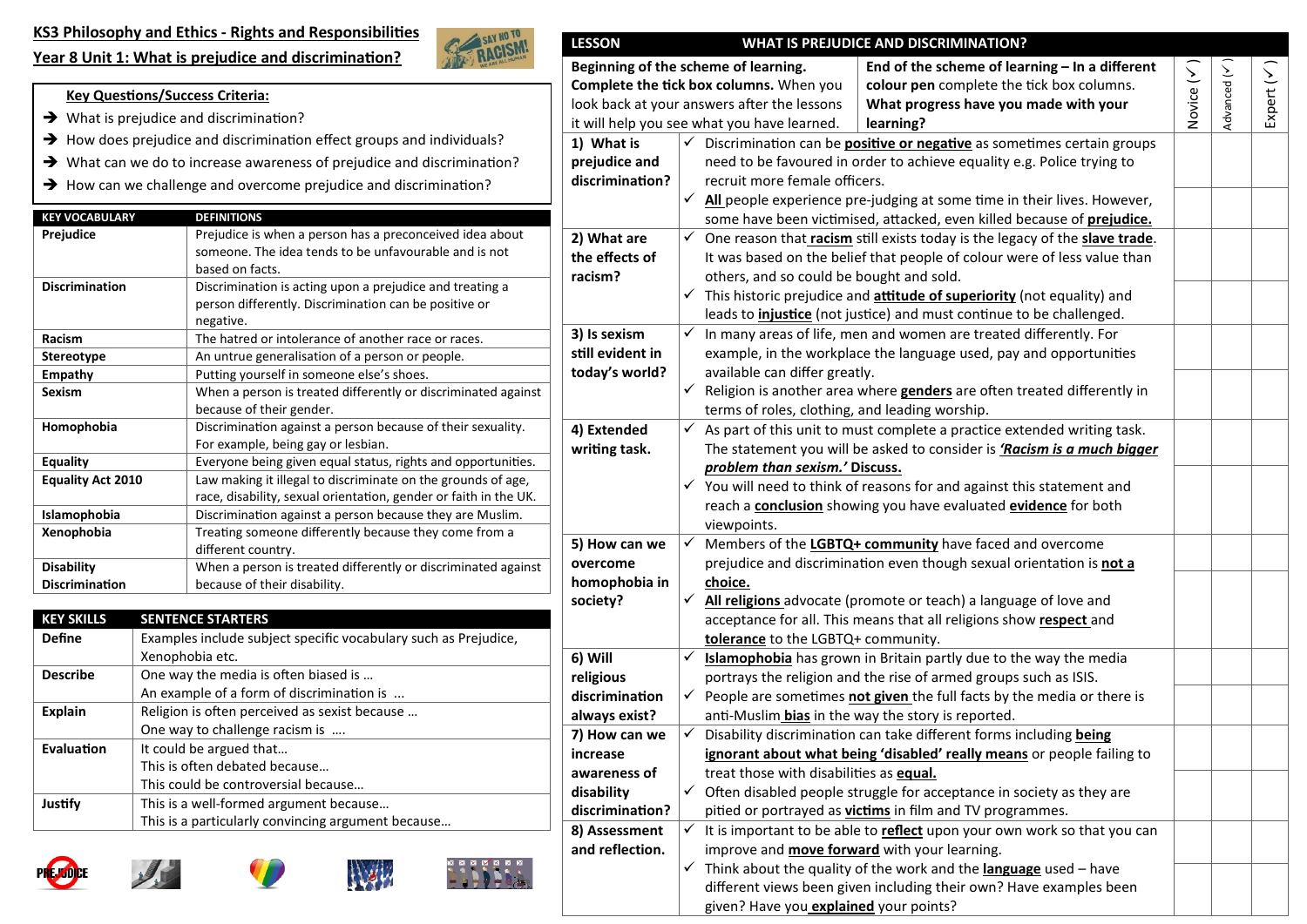# KS3 Philosophy and Ethics - Rights and Responsibilities

## Year 8 Unit 1: What is prejudice and discrimination?

**Key Questions/Success Criteria:**

- What is prejudice and discrimination?
- How does prejudice and discrimination effect groups and individuals?
- What can we do to increase awareness of prejudice and discrimination?
- How can we challenge and overcome prejudice and discrimination?

| KEY VOCABULARY | DEFINITIONS |
|---|---|
| **Prejudice** | Prejudice is when a person has a preconceived idea about someone. The idea tends to be unfavourable and is not based on facts. |
| **Discrimination** | Discrimination is acting upon a prejudice and treating a person differently. Discrimination can be positive or negative. |
| **Racism** | The hatred or intolerance of another race or races. |
| **Stereotype** | An untrue generalisation of a person or people. |
| **Empathy** | Putting yourself in someone else's shoes. |
| **Sexism** | When a person is treated differently or discriminated against because of their gender. |
| **Homophobia** | Discrimination against a person because of their sexuality. For example, being gay or lesbian. |
| **Equality** | Everyone being given equal status, rights and opportunities. |
| **Equality Act 2010** | Law making it illegal to discriminate on the grounds of age, race, disability, sexual orientation, gender or faith in the UK. |
| **Islamophobia** | Discrimination against a person because they are Muslim. |
| **Xenophobia** | Treating someone differently because they come from a different country. |
| **Disability Discrimination** | When a person is treated differently or discriminated against because of their disability. |

| KEY SKILLS | SENTENCE STARTERS |
|---|---|
| **Define** | Examples include subject specific vocabulary such as Prejudice, Xenophobia etc. |
| **Describe** | One way the media is often biased is … <br> An example of a form of discrimination is ... |
| **Explain** | Religion is often perceived as sexist because … <br> One way to challenge racism is …. |
| **Evaluation** | It could be argued that… <br> This is often debated because… <br> This could be controversial because… |
| **Justify** | This is a well-formed argument because… <br> This is a particularly convincing argument because… |

| LESSON | WHAT IS PREJUDICE AND DISCRIMINATION? | | | |
|---|---|---|---|---|
| **Beginning of the scheme of learning. Complete the tick box columns.** When you look back at your answers after the lessons it will help you see what you have learned. | **End of the scheme of learning – In a different colour pen** complete the tick box columns. **What progress have you made with your learning?** | Novice (✓) | Advanced (✓) | Expert (✓) |
| **1) What is prejudice and discrimination?** | ✓ Discrimination can be **positive or negative** as sometimes certain groups need to be favoured in order to achieve equality e.g. Police trying to recruit more female officers. | | | |
| | ✓ **All** people experience pre-judging at some time in their lives. However, some have been victimised, attacked, even killed because of **prejudice.** | | | |
| **2) What are the effects of racism?** | ✓ One reason that **racism** still exists today is the legacy of the **slave trade**. It was based on the belief that people of colour were of less value than others, and so could be bought and sold. | | | |
| | ✓ This historic prejudice and **attitude of superiority** (not equality) and leads to **injustice** (not justice) and must continue to be challenged. | | | |
| **3) Is sexism still evident in today's world?** | ✓ In many areas of life, men and women are treated differently. For example, in the workplace the language used, pay and opportunities available can differ greatly. | | | |
| | ✓ Religion is another area where **genders** are often treated differently in terms of roles, clothing, and leading worship. | | | |
| **4) Extended writing task.** | ✓ As part of this unit to must complete a practice extended writing task. The statement you will be asked to consider is ***'Racism is a much bigger problem than sexism.'*** **Discuss.** | | | |
| | ✓ You will need to think of reasons for and against this statement and reach a **conclusion** showing you have evaluated **evidence** for both viewpoints. | | | |
| **5) How can we overcome homophobia in society?** | ✓ Members of the **LGBTQ+ community** have faced and overcome prejudice and discrimination even though sexual orientation is **not a choice.** | | | |
| | ✓ **All religions** advocate (promote or teach) a language of love and acceptance for all. This means that all religions show **respect** and **tolerance** to the LGBTQ+ community. | | | |
| **6) Will religious discrimination always exist?** | ✓ **Islamophobia** has grown in Britain partly due to the way the media portrays the religion and the rise of armed groups such as ISIS. | | | |
| | ✓ People are sometimes **not given** the full facts by the media or there is anti-Muslim **bias** in the way the story is reported. | | | |
| **7) How can we increase awareness of disability discrimination?** | ✓ Disability discrimination can take different forms including **being ignorant about what being 'disabled' really means** or people failing to treat those with disabilities as **equal.** | | | |
| | ✓ Often disabled people struggle for acceptance in society as they are pitied or portrayed as **victims** in film and TV programmes. | | | |
| **8) Assessment and reflection.** | ✓ It is important to be able to **reflect** upon your own work so that you can improve and **move forward** with your learning. | | | |
| | ✓ Think about the quality of the work and the **language** used – have different views been given including their own? Have examples been given? Have you **explained** your points? | | | |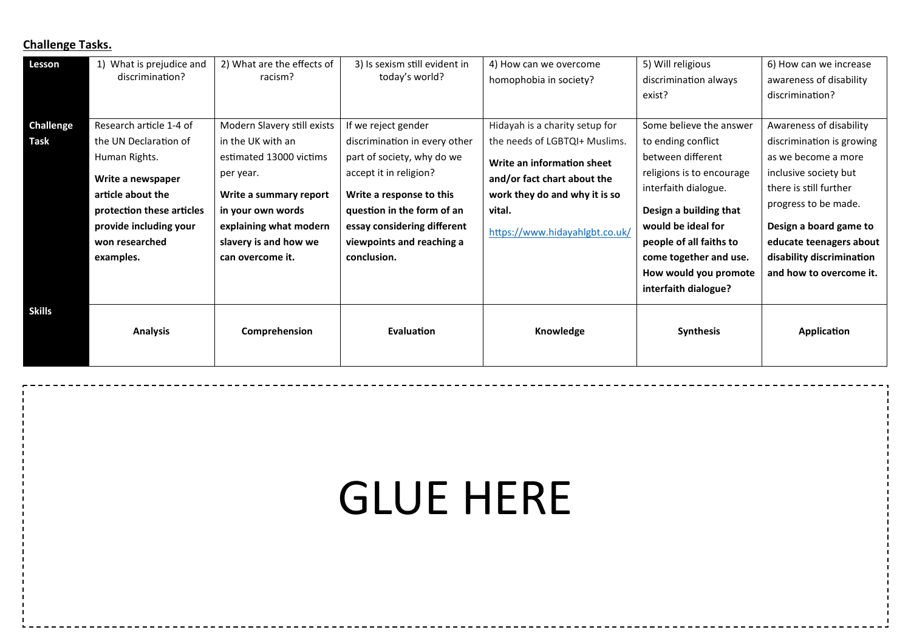**Challenge Tasks.**

| Lesson | 1) What is prejudice and discrimination? | 2) What are the effects of racism? | 3) Is sexism still evident in today's world? | 4) How can we overcome homophobia in society? | 5) Will religious discrimination always exist? | 6) How can we increase awareness of disability discrimination? |
|---|---|---|---|---|---|---|
| **Challenge Task** | Research article 1-4 of the UN Declaration of Human Rights. **Write a newspaper article about the protection these articles provide including your won researched examples.** | Modern Slavery still exists in the UK with an estimated 13000 victims per year. **Write a summary report in your own words explaining what modern slavery is and how we can overcome it.** | If we reject gender discrimination in every other part of society, why do we accept it in religion? **Write a response to this question in the form of an essay considering different viewpoints and reaching a conclusion.** | Hidayah is a charity setup for the needs of LGBTQI+ Muslims. **Write an information sheet and/or fact chart about the work they do and why it is so vital.** https://www.hidayahlgbt.co.uk/ | Some believe the answer to ending conflict between different religions is to encourage interfaith dialogue. **Design a building that would be ideal for people of all faiths to come together and use. How would you promote interfaith dialogue?** | Awareness of disability discrimination is growing as we become a more inclusive society but there is still further progress to be made. **Design a board game to educate teenagers about disability discrimination and how to overcome it.** |
| **Skills** | **Analysis** | **Comprehension** | **Evaluation** | **Knowledge** | **Synthesis** | **Application** |

GLUE HERE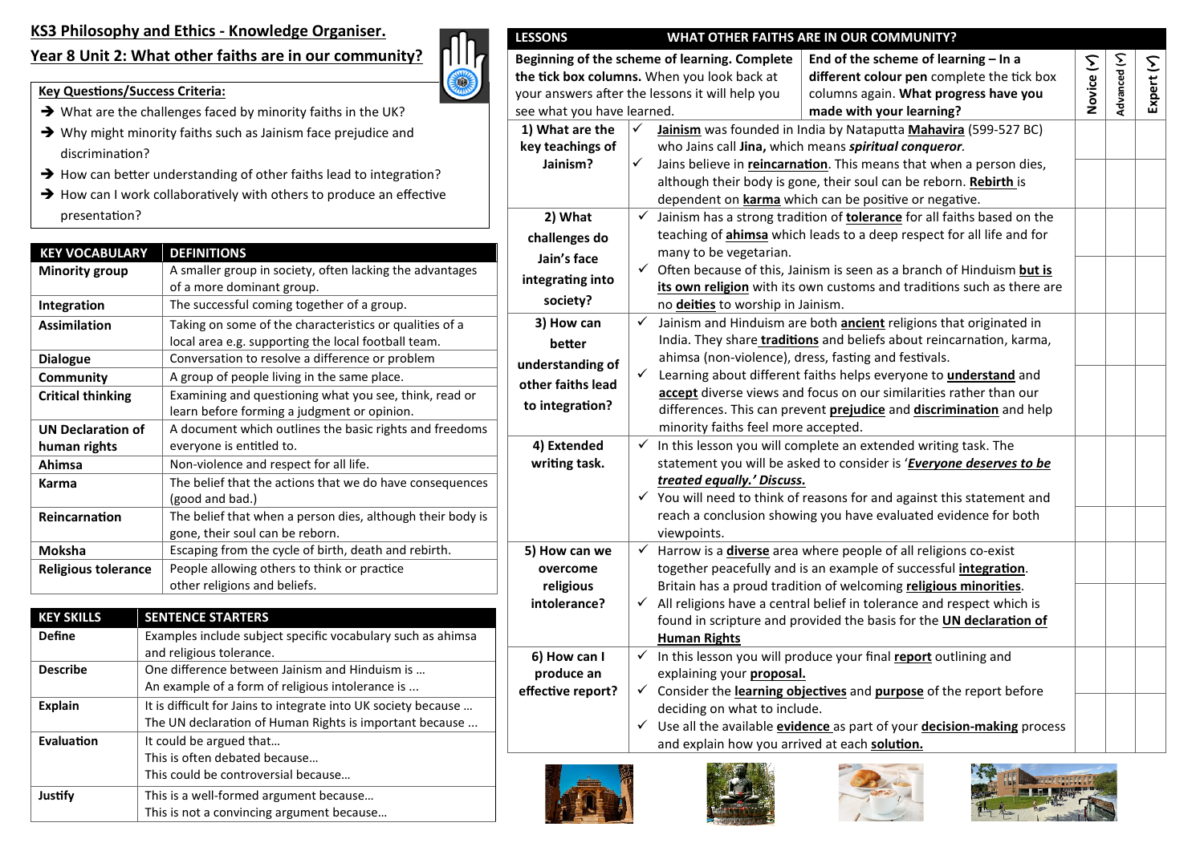# KS3 Philosophy and Ethics - Knowledge Organiser.

## Year 8 Unit 2: What other faiths are in our community?

**Key Questions/Success Criteria:**

- What are the challenges faced by minority faiths in the UK?
- Why might minority faiths such as Jainism face prejudice and discrimination?
- How can better understanding of other faiths lead to integration?
- How can I work collaboratively with others to produce an effective presentation?

| KEY VOCABULARY | DEFINITIONS |
|---|---|
| **Minority group** | A smaller group in society, often lacking the advantages of a more dominant group. |
| **Integration** | The successful coming together of a group. |
| **Assimilation** | Taking on some of the characteristics or qualities of a local area e.g. supporting the local football team. |
| **Dialogue** | Conversation to resolve a difference or problem |
| **Community** | A group of people living in the same place. |
| **Critical thinking** | Examining and questioning what you see, think, read or learn before forming a judgment or opinion. |
| **UN Declaration of human rights** | A document which outlines the basic rights and freedoms everyone is entitled to. |
| **Ahimsa** | Non-violence and respect for all life. |
| **Karma** | The belief that the actions that we do have consequences (good and bad.) |
| **Reincarnation** | The belief that when a person dies, although their body is gone, their soul can be reborn. |
| **Moksha** | Escaping from the cycle of birth, death and rebirth. |
| **Religious tolerance** | People allowing others to think or practice other religions and beliefs. |

| KEY SKILLS | SENTENCE STARTERS |
|---|---|
| **Define** | Examples include subject specific vocabulary such as ahimsa and religious tolerance. |
| **Describe** | One difference between Jainism and Hinduism is …<br>An example of a form of religious intolerance is ... |
| **Explain** | It is difficult for Jains to integrate into UK society because …<br>The UN declaration of Human Rights is important because ... |
| **Evaluation** | It could be argued that…<br>This is often debated because…<br>This could be controversial because… |
| **Justify** | This is a well-formed argument because…<br>This is not a convincing argument because… |

| LESSONS | WHAT OTHER FAITHS ARE IN OUR COMMUNITY? | | | |
|---|---|---|---|---|
| **Beginning of the scheme of learning. Complete the tick box columns.** When you look back at your answers after the lessons it will help you see what you have learned. | **End of the scheme of learning – In a different colour pen** complete the tick box columns again. **What progress have you made with your learning?** | **Novice (✓)** | **Advanced (✓)** | **Expert (✓)** |
| **1) What are the key teachings of Jainism?** | ✓ **Jainism** was founded in India by Nataputta **Mahavira** (599-527 BC) who Jains call **Jina,** which means ***spiritual conqueror***. | | | |
| | ✓ Jains believe in **reincarnation**. This means that when a person dies, although their body is gone, their soul can be reborn. **Rebirth** is dependent on **karma** which can be positive or negative. | | | |
| **2) What challenges do Jain's face integrating into society?** | ✓ Jainism has a strong tradition of **tolerance** for all faiths based on the teaching of **ahimsa** which leads to a deep respect for all life and for many to be vegetarian. | | | |
| | ✓ Often because of this, Jainism is seen as a branch of Hinduism **but is its own religion** with its own customs and traditions such as there are no **deities** to worship in Jainism. | | | |
| **3) How can better understanding of other faiths lead to integration?** | ✓ Jainism and Hinduism are both **ancient** religions that originated in India. They share **traditions** and beliefs about reincarnation, karma, ahimsa (non-violence), dress, fasting and festivals. | | | |
| | ✓ Learning about different faiths helps everyone to **understand** and **accept** diverse views and focus on our similarities rather than our differences. This can prevent **prejudice** and **discrimination** and help minority faiths feel more accepted. | | | |
| **4) Extended writing task.** | ✓ In this lesson you will complete an extended writing task. The statement you will be asked to consider is '***Everyone deserves to be treated equally.' Discuss.*** | | | |
| | ✓ You will need to think of reasons for and against this statement and reach a conclusion showing you have evaluated evidence for both viewpoints. | | | |
| **5) How can we overcome religious intolerance?** | ✓ Harrow is a **diverse** area where people of all religions co-exist together peacefully and is an example of successful **integration**. Britain has a proud tradition of welcoming **religious minorities**. | | | |
| | ✓ All religions have a central belief in tolerance and respect which is found in scripture and provided the basis for the **UN declaration of Human Rights** | | | |
| **6) How can I produce an effective report?** | ✓ In this lesson you will produce your final **report** outlining and explaining your **proposal.** | | | |
| | ✓ Consider the **learning objectives** and **purpose** of the report before deciding on what to include.<br>✓ Use all the available **evidence** as part of your **decision-making** process and explain how you arrived at each **solution.** | | | |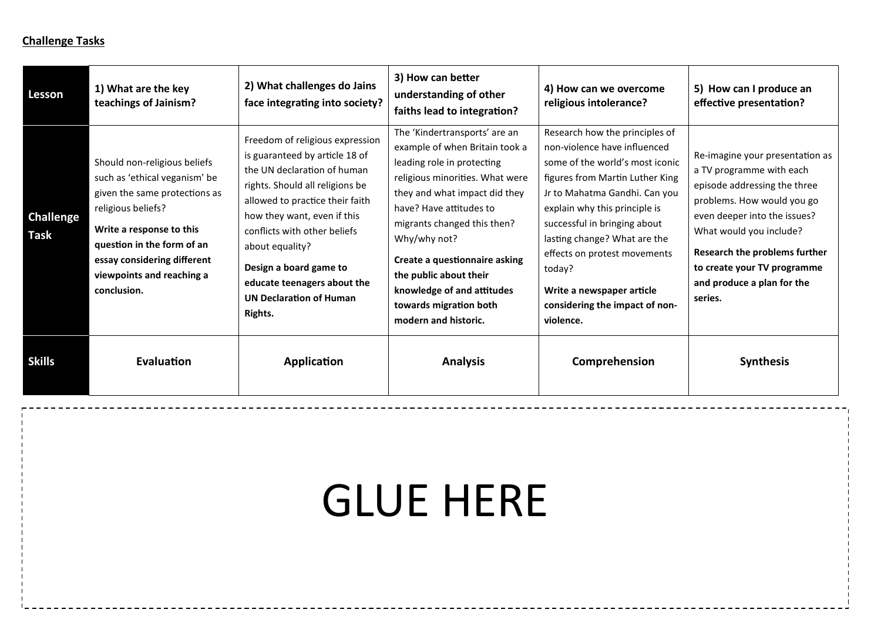**Challenge Tasks**

| Lesson | 1) What are the key teachings of Jainism? | 2) What challenges do Jains face integrating into society? | 3) How can better understanding of other faiths lead to integration? | 4) How can we overcome religious intolerance? | 5) How can I produce an effective presentation? |
|---|---|---|---|---|---|
| Challenge Task | Should non-religious beliefs such as 'ethical veganism' be given the same protections as religious beliefs? **Write a response to this question in the form of an essay considering different viewpoints and reaching a conclusion.** | Freedom of religious expression is guaranteed by article 18 of the UN declaration of human rights. Should all religions be allowed to practice their faith how they want, even if this conflicts with other beliefs about equality? **Design a board game to educate teenagers about the UN Declaration of Human Rights.** | The 'Kindertransports' are an example of when Britain took a leading role in protecting religious minorities. What were they and what impact did they have? Have attitudes to migrants changed this then? Why/why not? **Create a questionnaire asking the public about their knowledge of and attitudes towards migration both modern and historic.** | Research how the principles of non-violence have influenced some of the world's most iconic figures from Martin Luther King Jr to Mahatma Gandhi. Can you explain why this principle is successful in bringing about lasting change? What are the effects on protest movements today? **Write a newspaper article considering the impact of non-violence.** | Re-imagine your presentation as a TV programme with each episode addressing the three problems. How would you go even deeper into the issues? What would you include? **Research the problems further to create your TV programme and produce a plan for the series.** |
| Skills | **Evaluation** | **Application** | **Analysis** | **Comprehension** | **Synthesis** |

GLUE HERE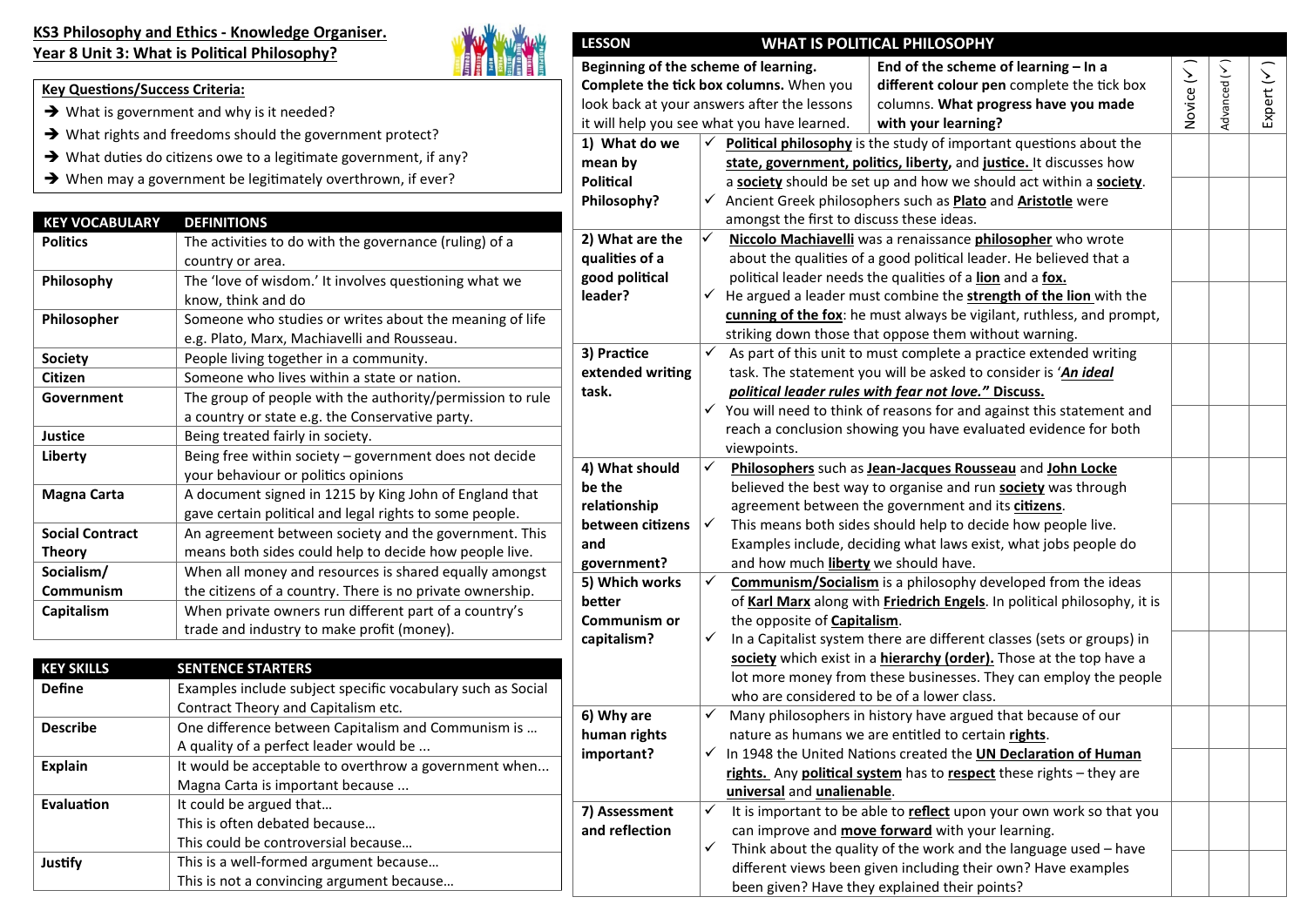**KS3 Philosophy and Ethics - Knowledge Organiser.**
**Year 8 Unit 3: What is Political Philosophy?**

**Key Questions/Success Criteria:**

- ➔ What is government and why is it needed?
- ➔ What rights and freedoms should the government protect?
- ➔ What duties do citizens owe to a legitimate government, if any?
- ➔ When may a government be legitimately overthrown, if ever?

| KEY VOCABULARY | DEFINITIONS |
|---|---|
| **Politics** | The activities to do with the governance (ruling) of a country or area. |
| **Philosophy** | The 'love of wisdom.' It involves questioning what we know, think and do |
| **Philosopher** | Someone who studies or writes about the meaning of life e.g. Plato, Marx, Machiavelli and Rousseau. |
| **Society** | People living together in a community. |
| **Citizen** | Someone who lives within a state or nation. |
| **Government** | The group of people with the authority/permission to rule a country or state e.g. the Conservative party. |
| **Justice** | Being treated fairly in society. |
| **Liberty** | Being free within society – government does not decide your behaviour or politics opinions |
| **Magna Carta** | A document signed in 1215 by King John of England that gave certain political and legal rights to some people. |
| **Social Contract Theory** | An agreement between society and the government. This means both sides could help to decide how people live. |
| **Socialism/ Communism** | When all money and resources is shared equally amongst the citizens of a country. There is no private ownership. |
| **Capitalism** | When private owners run different part of a country's trade and industry to make profit (money). |

| KEY SKILLS | SENTENCE STARTERS |
|---|---|
| **Define** | Examples include subject specific vocabulary such as Social Contract Theory and Capitalism etc. |
| **Describe** | One difference between Capitalism and Communism is …<br>A quality of a perfect leader would be ... |
| **Explain** | It would be acceptable to overthrow a government when...<br>Magna Carta is important because ... |
| **Evaluation** | It could be argued that…<br>This is often debated because…<br>This could be controversial because… |
| **Justify** | This is a well-formed argument because…<br>This is not a convincing argument because… |

| LESSON | WHAT IS POLITICAL PHILOSOPHY | | | |
|---|---|---|---|---|
| **Beginning of the scheme of learning. Complete the tick box columns.** When you look back at your answers after the lessons it will help you see what you have learned. | **End of the scheme of learning – In a different colour pen** complete the tick box columns. **What progress have you made with your learning?** | Novice (✓) | Advanced (✓) | Expert (✓) |
| **1) What do we mean by Political Philosophy?** | ✓ **Political philosophy** is the study of important questions about the **state, government, politics, liberty,** and **justice.** It discusses how a **society** should be set up and how we should act within a **society**. | | | |
| | ✓ Ancient Greek philosophers such as **Plato** and **Aristotle** were amongst the first to discuss these ideas. | | | |
| **2) What are the qualities of a good political leader?** | ✓ **Niccolo Machiavelli** was a renaissance **philosopher** who wrote about the qualities of a good political leader. He believed that a political leader needs the qualities of a **lion** and a **fox.** | | | |
| | ✓ He argued a leader must combine the **strength of the lion** with the **cunning of the fox**: he must always be vigilant, ruthless, and prompt, striking down those that oppose them without warning. | | | |
| **3) Practice extended writing task.** | ✓ As part of this unit to must complete a practice extended writing task. The statement you will be asked to consider is '***An ideal political leader rules with fear not love."*** **Discuss.** | | | |
| | ✓ You will need to think of reasons for and against this statement and reach a conclusion showing you have evaluated evidence for both viewpoints. | | | |
| **4) What should be the relationship between citizens and government?** | ✓ **Philosophers** such as **Jean-Jacques Rousseau** and **John Locke** believed the best way to organise and run **society** was through agreement between the government and its **citizens**. | | | |
| | ✓ This means both sides should help to decide how people live. Examples include, deciding what laws exist, what jobs people do and how much **liberty** we should have. | | | |
| **5) Which works better Communism or capitalism?** | ✓ **Communism/Socialism** is a philosophy developed from the ideas of **Karl Marx** along with **Friedrich Engels**. In political philosophy, it is the opposite of **Capitalism**. | | | |
| | ✓ In a Capitalist system there are different classes (sets or groups) in **society** which exist in a **hierarchy (order).** Those at the top have a lot more money from these businesses. They can employ the people who are considered to be of a lower class. | | | |
| **6) Why are human rights important?** | ✓ Many philosophers in history have argued that because of our nature as humans we are entitled to certain **rights**. | | | |
| | ✓ In 1948 the United Nations created the **UN Declaration of Human rights.** Any **political system** has to **respect** these rights – they are **universal** and **unalienable**. | | | |
| **7) Assessment and reflection** | ✓ It is important to be able to **reflect** upon your own work so that you can improve and **move forward** with your learning. | | | |
| | ✓ Think about the quality of the work and the language used – have different views been given including their own? Have examples been given? Have they explained their points? | | | |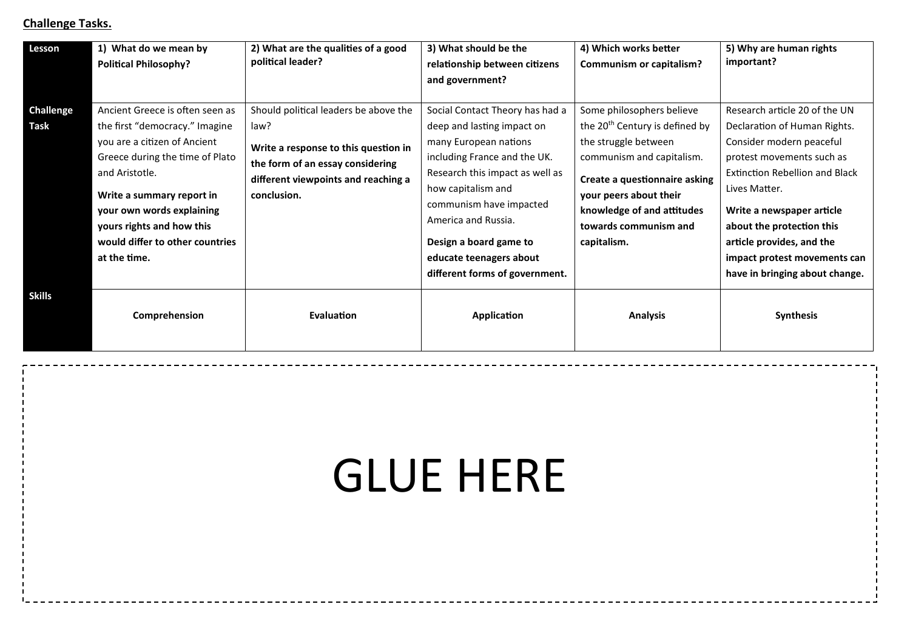**Challenge Tasks.**

| Lesson | 1) What do we mean by Political Philosophy? | 2) What are the qualities of a good political leader? | 3) What should be the relationship between citizens and government? | 4) Which works better Communism or capitalism? | 5) Why are human rights important? |
|---|---|---|---|---|---|
| Challenge Task | Ancient Greece is often seen as the first "democracy." Imagine you are a citizen of Ancient Greece during the time of Plato and Aristotle. **Write a summary report in your own words explaining yours rights and how this would differ to other countries at the time.** | Should political leaders be above the law? **Write a response to this question in the form of an essay considering different viewpoints and reaching a conclusion.** | Social Contact Theory has had a deep and lasting impact on many European nations including France and the UK. Research this impact as well as how capitalism and communism have impacted America and Russia. **Design a board game to educate teenagers about different forms of government.** | Some philosophers believe the 20th Century is defined by the struggle between communism and capitalism. **Create a questionnaire asking your peers about their knowledge of and attitudes towards communism and capitalism.** | Research article 20 of the UN Declaration of Human Rights. Consider modern peaceful protest movements such as Extinction Rebellion and Black Lives Matter. **Write a newspaper article about the protection this article provides, and the impact protest movements can have in bringing about change.** |
| Skills | **Comprehension** | **Evaluation** | **Application** | **Analysis** | **Synthesis** |

GLUE HERE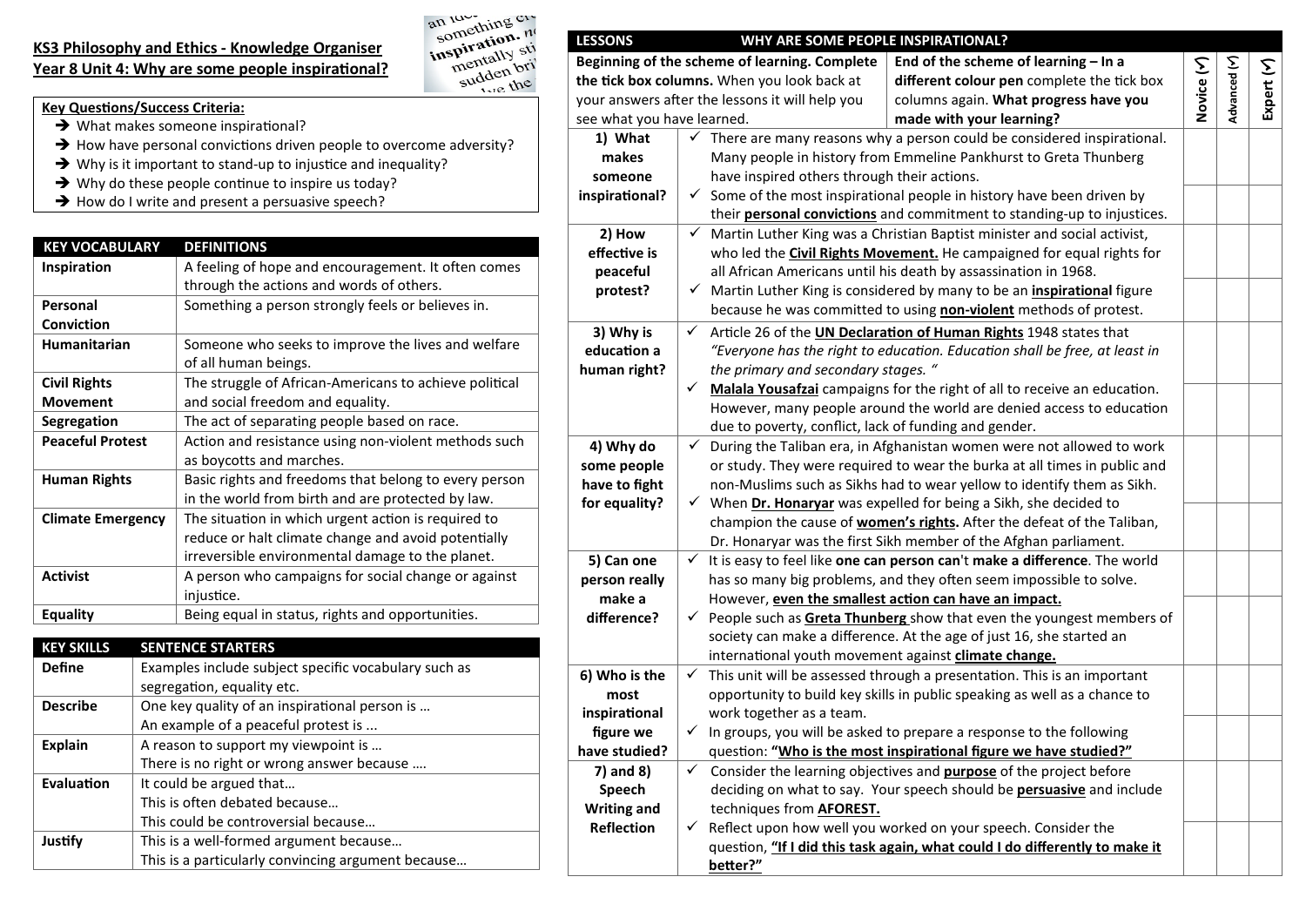## KS3 Philosophy and Ethics - Knowledge Organiser
## Year 8 Unit 4: Why are some people inspirational?

**Key Questions/Success Criteria:**

- ➔ What makes someone inspirational?
- ➔ How have personal convictions driven people to overcome adversity?
- ➔ Why is it important to stand-up to injustice and inequality?
- ➔ Why do these people continue to inspire us today?
- ➔ How do I write and present a persuasive speech?

| KEY VOCABULARY | DEFINITIONS |
|---|---|
| **Inspiration** | A feeling of hope and encouragement. It often comes through the actions and words of others. |
| **Personal Conviction** | Something a person strongly feels or believes in. |
| **Humanitarian** | Someone who seeks to improve the lives and welfare of all human beings. |
| **Civil Rights Movement** | The struggle of African-Americans to achieve political and social freedom and equality. |
| **Segregation** | The act of separating people based on race. |
| **Peaceful Protest** | Action and resistance using non-violent methods such as boycotts and marches. |
| **Human Rights** | Basic rights and freedoms that belong to every person in the world from birth and are protected by law. |
| **Climate Emergency** | The situation in which urgent action is required to reduce or halt climate change and avoid potentially irreversible environmental damage to the planet. |
| **Activist** | A person who campaigns for social change or against injustice. |
| **Equality** | Being equal in status, rights and opportunities. |

| KEY SKILLS | SENTENCE STARTERS |
|---|---|
| **Define** | Examples include subject specific vocabulary such as segregation, equality etc. |
| **Describe** | One key quality of an inspirational person is … <br> An example of a peaceful protest is ... |
| **Explain** | A reason to support my viewpoint is … <br> There is no right or wrong answer because …. |
| **Evaluation** | It could be argued that… <br> This is often debated because… <br> This could be controversial because… |
| **Justify** | This is a well-formed argument because… <br> This is a particularly convincing argument because… |

| LESSONS | WHY ARE SOME PEOPLE INSPIRATIONAL? | | Novice (✓) | Advanced (✓) | Expert (✓) |
|---|---|---|---|---|---|
| **Beginning of the scheme of learning. Complete the tick box columns.** When you look back at your answers after the lessons it will help you see what you have learned. | | **End of the scheme of learning – In a different colour pen** complete the tick box columns again. **What progress have you made with your learning?** | | | |
| **1) What makes someone inspirational?** | ✓ There are many reasons why a person could be considered inspirational. Many people in history from Emmeline Pankhurst to Greta Thunberg have inspired others through their actions. | | | | |
| | ✓ Some of the most inspirational people in history have been driven by their **personal convictions** and commitment to standing-up to injustices. | | | | |
| **2) How effective is peaceful protest?** | ✓ Martin Luther King was a Christian Baptist minister and social activist, who led the **Civil Rights Movement.** He campaigned for equal rights for all African Americans until his death by assassination in 1968. | | | | |
| | ✓ Martin Luther King is considered by many to be an **inspirational** figure because he was committed to using **non-violent** methods of protest. | | | | |
| **3) Why is education a human right?** | ✓ Article 26 of the **UN Declaration of Human Rights** 1948 states that *"Everyone has the right to education. Education shall be free, at least in the primary and secondary stages. "* | | | | |
| | ✓ **Malala Yousafzai** campaigns for the right of all to receive an education. However, many people around the world are denied access to education due to poverty, conflict, lack of funding and gender. | | | | |
| **4) Why do some people have to fight for equality?** | ✓ During the Taliban era, in Afghanistan women were not allowed to work or study. They were required to wear the burka at all times in public and non-Muslims such as Sikhs had to wear yellow to identify them as Sikh. | | | | |
| | ✓ When **Dr. Honaryar** was expelled for being a Sikh, she decided to champion the cause of **women's rights.** After the defeat of the Taliban, Dr. Honaryar was the first Sikh member of the Afghan parliament. | | | | |
| **5) Can one person really make a difference?** | ✓ It is easy to feel like **one can person can't make a difference**. The world has so many big problems, and they often seem impossible to solve. However, **even the smallest action can have an impact.** | | | | |
| | ✓ People such as **Greta Thunberg** show that even the youngest members of society can make a difference. At the age of just 16, she started an international youth movement against **climate change.** | | | | |
| **6) Who is the most inspirational figure we have studied?** | ✓ This unit will be assessed through a presentation. This is an important opportunity to build key skills in public speaking as well as a chance to work together as a team. | | | | |
| | ✓ In groups, you will be asked to prepare a response to the following question: **"Who is the most inspirational figure we have studied?"** | | | | |
| **7) and 8) Speech Writing and Reflection** | ✓ Consider the learning objectives and **purpose** of the project before deciding on what to say. Your speech should be **persuasive** and include techniques from **AFOREST.** | | | | |
| | ✓ Reflect upon how well you worked on your speech. Consider the question, **"If I did this task again, what could I do differently to make it better?"** | | | | |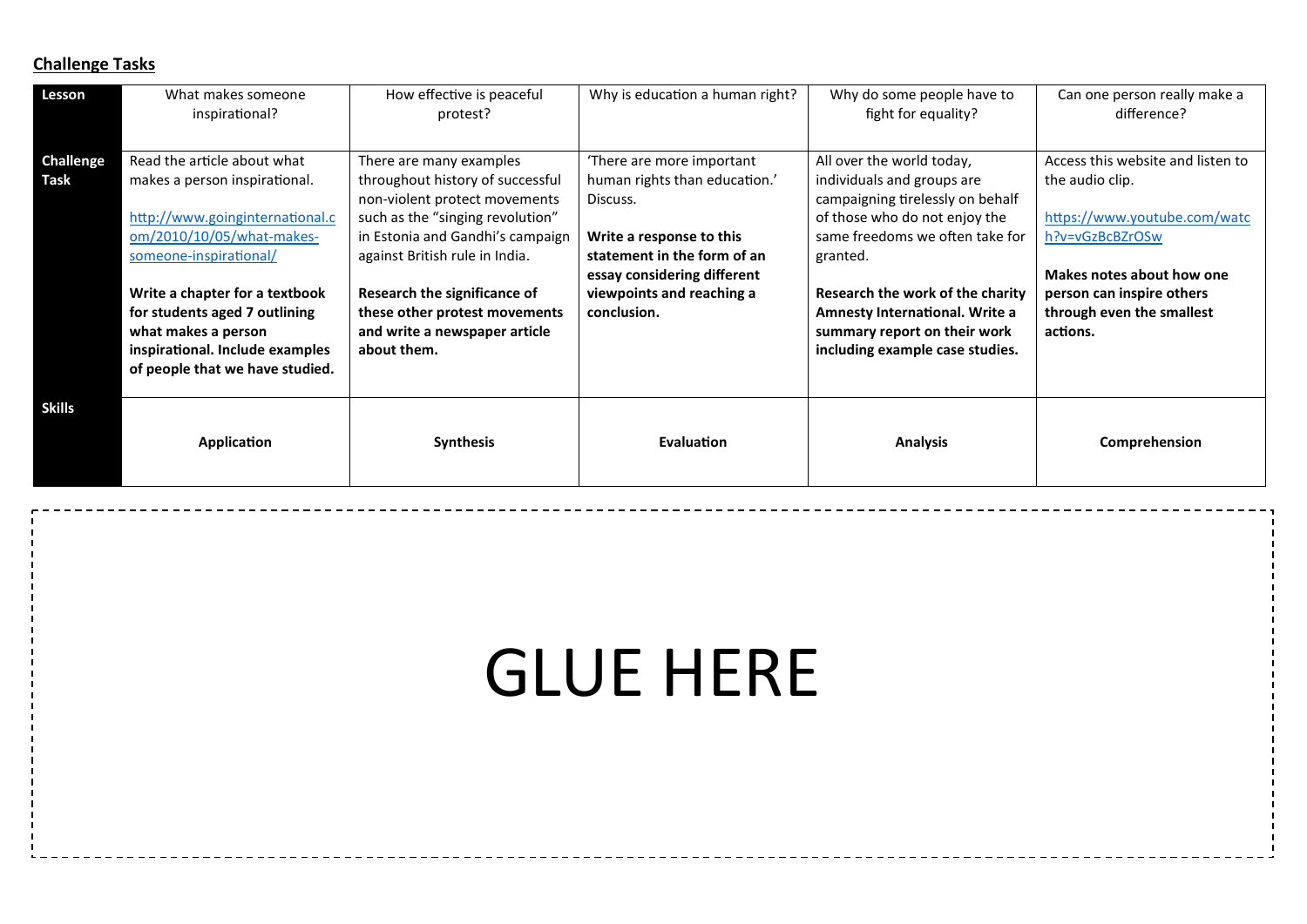## Challenge Tasks

| **Lesson** | What makes someone inspirational? | How effective is peaceful protest? | Why is education a human right? | Why do some people have to fight for equality? | Can one person really make a difference? |
|---|---|---|---|---|---|
| **Challenge Task** | Read the article about what makes a person inspirational.<br><br>http://www.goinginternational.com/2010/10/05/what-makes-someone-inspirational/<br><br>**Write a chapter for a textbook for students aged 7 outlining what makes a person inspirational. Include examples of people that we have studied.** | There are many examples throughout history of successful non-violent protect movements such as the "singing revolution" in Estonia and Gandhi's campaign against British rule in India.<br><br>**Research the significance of these other protest movements and write a newspaper article about them.** | 'There are more important human rights than education.' Discuss.<br><br>**Write a response to this statement in the form of an essay considering different viewpoints and reaching a conclusion.** | All over the world today, individuals and groups are campaigning tirelessly on behalf of those who do not enjoy the same freedoms we often take for granted.<br><br>**Research the work of the charity Amnesty International. Write a summary report on their work including example case studies.** | Access this website and listen to the audio clip.<br><br>https://www.youtube.com/watch?v=vGzBcBZrOSw<br><br>**Makes notes about how one person can inspire others through even the smallest actions.** |
| **Skills** | **Application** | **Synthesis** | **Evaluation** | **Analysis** | **Comprehension** |

GLUE HERE